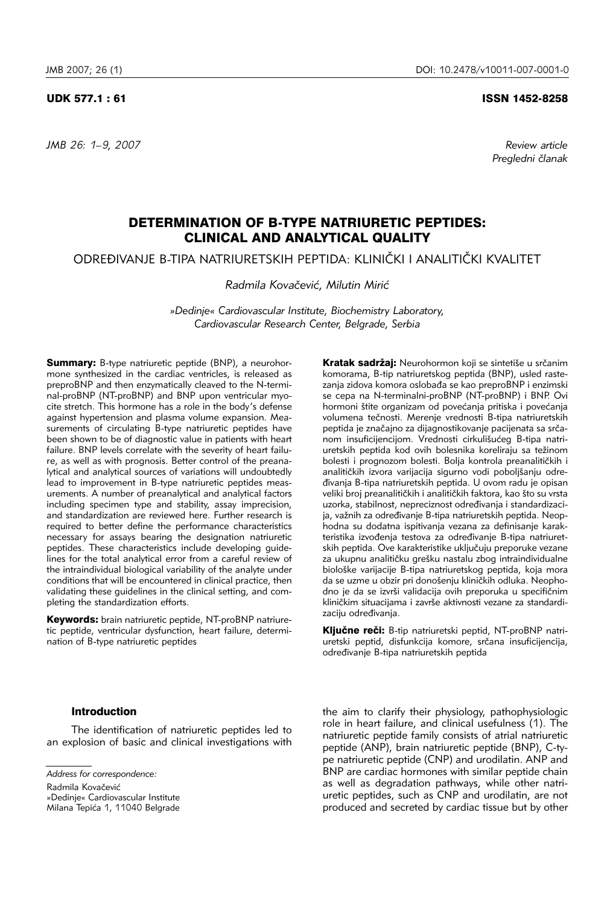UDK 577.1 : 61 ISSN 1452-8258

*JMB 26: 1–9, 2007*

*Review article*
*Pregledni članak*

# DETERMINATION OF B-TYPE NATRIURETIC PEPTIDES: CLINICAL AND ANALYTICAL QUALITY

ODREĐIVANJE B-TIPA NATRIURETSKIH PEPTIDA: KLINIČKI I ANALITIČKI KVALITET

*Radmila Kovačević, Milutin Mirić*

*»Dedinje« Cardiovascular Institute, Biochemistry Laboratory, Cardiovascular Research Center, Belgrade, Serbia*

**Summary:** B-type natriuretic peptide (BNP), a neurohormone synthesized in the cardiac ventricles, is released as preproBNP and then enzymatically cleaved to the N-terminal-proBNP (NT-proBNP) and BNP upon ventricular myocite stretch. This hormone has a role in the body's defense against hypertension and plasma volume expansion. Measurements of circulating B-type natriuretic peptides have been shown to be of diagnostic value in patients with heart failure. BNP levels correlate with the severity of heart failure, as well as with prognosis. Better control of the preanalytical and analytical sources of variations will undoubtedly lead to improvement in B-type natriuretic peptides measurements. A number of preanalytical and analytical factors including specimen type and stability, assay imprecision, and standardization are reviewed here. Further research is required to better define the performance characteristics necessary for assays bearing the designation natriuretic peptides. These characteristics include developing guidelines for the total analytical error from a careful review of the intraindividual biological variability of the analyte under conditions that will be encountered in clinical practice, then validating these guidelines in the clinical setting, and completing the standardization efforts.

**Keywords:** brain natriuretic peptide, NT-proBNP natriuretic peptide, ventricular dysfunction, heart failure, determination of B-type natriuretic peptides

**Kratak sadržaj:** Neurohormon koji se sintetiše u srčanim komorama, B-tip natriuretskog peptida (BNP), usled rastezanja zidova komora oslobađa se kao preproBNP i enzimski se cepa na N-terminalni-proBNP (NT-proBNP) i BNP. Ovi hormoni štite organizam od povećanja pritiska i povećanja volumena tečnosti. Merenje vrednosti B-tipa natriuretskih peptida je značajno za dijagnostikovanje pacijenata sa srčanom insuficijencijom. Vrednosti cirkulišućeg B-tipa natriuretskih peptida kod ovih bolesnika koreliraju sa težinom bolesti i prognozom bolesti. Bolja kontrola preanalitičkih i analitičkih izvora varijacija sigurno vodi poboljšanju određivanja B-tipa natriuretskih peptida. U ovom radu je opisan veliki broj preanalitičkih i analitičkih faktora, kao što su vrsta uzorka, stabilnost, nepreciznost određivanja i standardizacija, važnih za određivanje B-tipa natriuretskih peptida. Neophodna su dodatna ispitivanja vezana za definisanje karakteristika izvođenja testova za određivanje B-tipa natriuretskih peptida. Ove karakteristike uključuju preporuke vezane za ukupnu analitičku grešku nastalu zbog intraindividualne biološke varijacije B-tipa natriuretskog peptida, koja mora da se uzme u obzir pri donošenju kliničkih odluka. Neophodno je da se izvrši validacija ovih preporuka u specifičnim kliničkim situacijama i završe aktivnosti vezane za standardizaciju određivanja.

**Ključne reči:** B-tip natriuretski peptid, NT-proBNP natriuretski peptid, disfunkcija komore, srčana insuficijencija, određivanje B-tipa natriuretskih peptida

## Introduction

The identification of natriuretic peptides led to an explosion of basic and clinical investigations with the aim to clarify their physiology, pathophysiologic role in heart failure, and clinical usefulness (1). The natriuretic peptide family consists of atrial natriuretic peptide (ANP), brain natriuretic peptide (BNP), C-type natriuretic peptide (CNP) and urodilatin. ANP and BNP are cardiac hormones with similar peptide chain as well as degradation pathways, while other natriuretic peptides, such as CNP and urodilatin, are not produced and secreted by cardiac tissue but by other

*Address for correspondence:*
Radmila Kovačević
»Dedinje« Cardiovascular Institute
Milana Tepića 1, 11040 Belgrade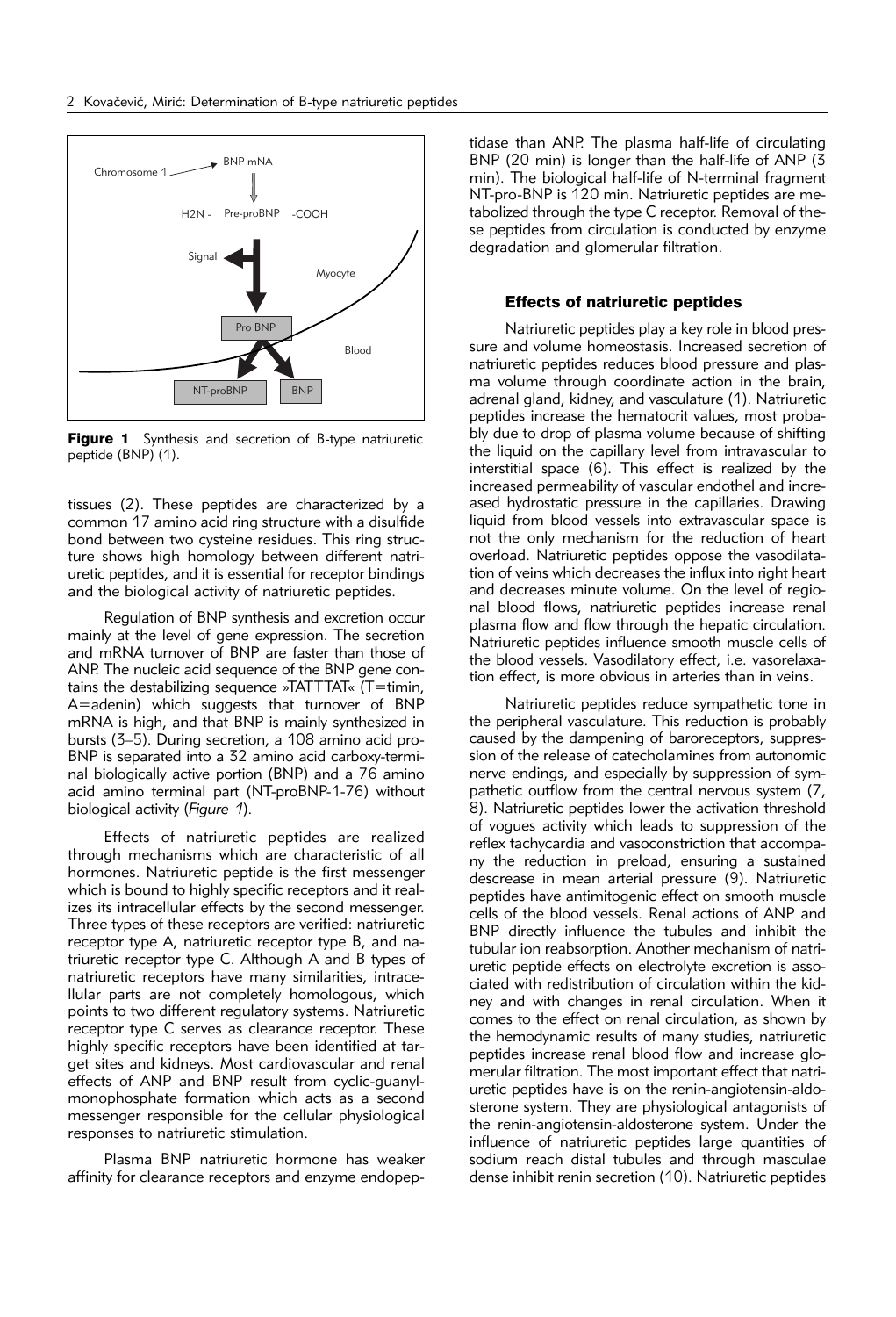Chromosome 1

BNP mNA

H2N - Pre-proBNP -COOH

Signal

Myocyte

Pro BNP

Blood

NT-proBNP

BNP

**Figure 1** Synthesis and secretion of B-type natriuretic peptide (BNP) (1).

tissues (2). These peptides are characterized by a common 17 amino acid ring structure with a disulfide bond between two cysteine residues. This ring structure shows high homology between different natriuretic peptides, and it is essential for receptor bindings and the biological activity of natriuretic peptides.

Regulation of BNP synthesis and excretion occur mainly at the level of gene expression. The secretion and mRNA turnover of BNP are faster than those of ANP. The nucleic acid sequence of the BNP gene contains the destabilizing sequence »TATTTAT« (T=timin, A=adenin) which suggests that turnover of BNP mRNA is high, and that BNP is mainly synthesized in bursts (3–5). During secretion, a 108 amino acid pro-BNP is separated into a 32 amino acid carboxy-terminal biologically active portion (BNP) and a 76 amino acid amino terminal part (NT-proBNP-1-76) without biological activity (*Figure 1*).

Effects of natriuretic peptides are realized through mechanisms which are characteristic of all hormones. Natriuretic peptide is the first messenger which is bound to highly specific receptors and it realizes its intracellular effects by the second messenger. Three types of these receptors are verified: natriuretic receptor type A, natriuretic receptor type B, and natriuretic receptor type C. Although A and B types of natriuretic receptors have many similarities, intracellular parts are not completely homologous, which points to two different regulatory systems. Natriuretic receptor type C serves as clearance receptor. These highly specific receptors have been identified at target sites and kidneys. Most cardiovascular and renal effects of ANP and BNP result from cyclic-guanylmonophosphate formation which acts as a second messenger responsible for the cellular physiological responses to natriuretic stimulation.

Plasma BNP natriuretic hormone has weaker affinity for clearance receptors and enzyme endopeptidase than ANP. The plasma half-life of circulating BNP (20 min) is longer than the half-life of ANP (3 min). The biological half-life of N-terminal fragment NT-pro-BNP is 120 min. Natriuretic peptides are metabolized through the type C receptor. Removal of these peptides from circulation is conducted by enzyme degradation and glomerular filtration.

## Effects of natriuretic peptides

Natriuretic peptides play a key role in blood pressure and volume homeostasis. Increased secretion of natriuretic peptides reduces blood pressure and plasma volume through coordinate action in the brain, adrenal gland, kidney, and vasculature (1). Natriuretic peptides increase the hematocrit values, most probably due to drop of plasma volume because of shifting the liquid on the capillary level from intravascular to interstitial space (6). This effect is realized by the increased permeability of vascular endothel and increased hydrostatic pressure in the capillaries. Drawing liquid from blood vessels into extravascular space is not the only mechanism for the reduction of heart overload. Natriuretic peptides oppose the vasodilatation of veins which decreases the influx into right heart and decreases minute volume. On the level of regional blood flows, natriuretic peptides increase renal plasma flow and flow through the hepatic circulation. Natriuretic peptides influence smooth muscle cells of the blood vessels. Vasodilatory effect, i.e. vasorelaxation effect, is more obvious in arteries than in veins.

Natriuretic peptides reduce sympathetic tone in the peripheral vasculature. This reduction is probably caused by the dampening of baroreceptors, suppression of the release of catecholamines from autonomic nerve endings, and especially by suppression of sympathetic outflow from the central nervous system (7, 8). Natriuretic peptides lower the activation threshold of vogues activity which leads to suppression of the reflex tachycardia and vasoconstriction that accompany the reduction in preload, ensuring a sustained descrease in mean arterial pressure (9). Natriuretic peptides have antimitogenic effect on smooth muscle cells of the blood vessels. Renal actions of ANP and BNP directly influence the tubules and inhibit the tubular ion reabsorption. Another mechanism of natriuretic peptide effects on electrolyte excretion is associated with redistribution of circulation within the kidney and with changes in renal circulation. When it comes to the effect on renal circulation, as shown by the hemodynamic results of many studies, natriuretic peptides increase renal blood flow and increase glomerular filtration. The most important effect that natriuretic peptides have is on the renin-angiotensin-aldosterone system. They are physiological antagonists of the renin-angiotensin-aldosterone system. Under the influence of natriuretic peptides large quantities of sodium reach distal tubules and through masculae dense inhibit renin secretion (10). Natriuretic peptides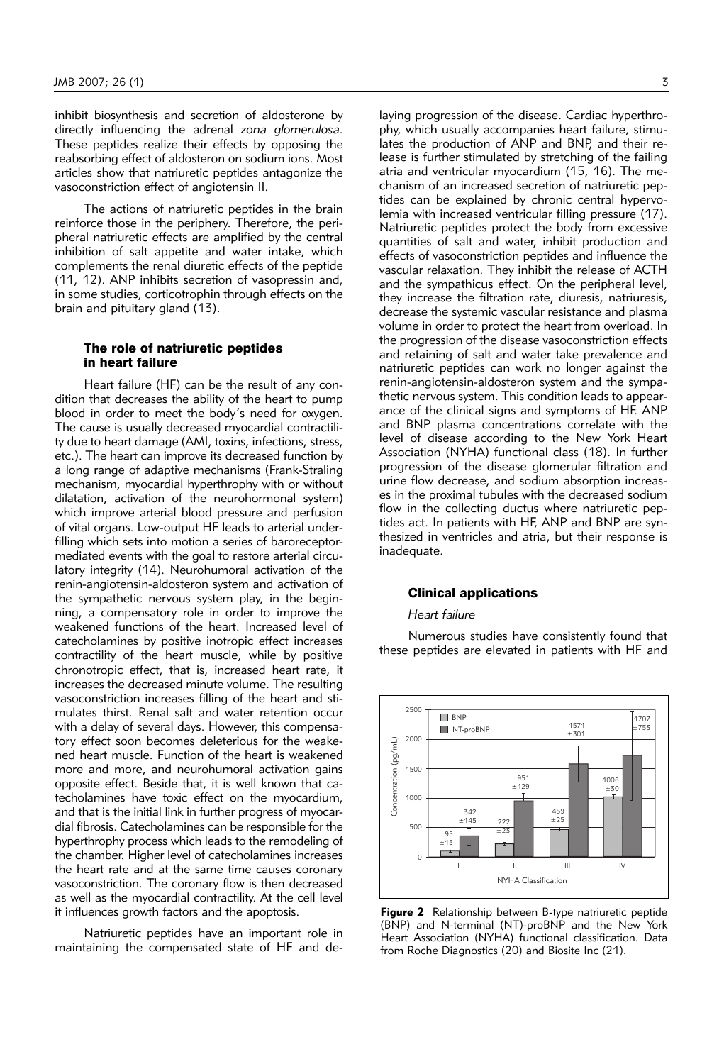inhibit biosynthesis and secretion of aldosterone by directly influencing the adrenal *zona glomerulosa*. These peptides realize their effects by opposing the reabsorbing effect of aldosteron on sodium ions. Most articles show that natriuretic peptides antagonize the vasoconstriction effect of angiotensin II.

The actions of natriuretic peptides in the brain reinforce those in the periphery. Therefore, the peripheral natriuretic effects are amplified by the central inhibition of salt appetite and water intake, which complements the renal diuretic effects of the peptide (11, 12). ANP inhibits secretion of vasopressin and, in some studies, corticotrophin through effects on the brain and pituitary gland (13).

## The role of natriuretic peptides in heart failure

Heart failure (HF) can be the result of any condition that decreases the ability of the heart to pump blood in order to meet the body's need for oxygen. The cause is usually decreased myocardial contractility due to heart damage (AMI, toxins, infections, stress, etc.). The heart can improve its decreased function by a long range of adaptive mechanisms (Frank-Straling mechanism, myocardial hyperthrophy with or without dilatation, activation of the neurohormonal system) which improve arterial blood pressure and perfusion of vital organs. Low-output HF leads to arterial underfilling which sets into motion a series of baroreceptor-mediated events with the goal to restore arterial circulatory integrity (14). Neurohumoral activation of the renin-angiotensin-aldosteron system and activation of the sympathetic nervous system play, in the beginning, a compensatory role in order to improve the weakened functions of the heart. Increased level of catecholamines by positive inotropic effect increases contractility of the heart muscle, while by positive chronotropic effect, that is, increased heart rate, it increases the decreased minute volume. The resulting vasoconstriction increases filling of the heart and stimulates thirst. Renal salt and water retention occur with a delay of several days. However, this compensatory effect soon becomes deleterious for the weakened heart muscle. Function of the heart is weakened more and more, and neurohumoral activation gains opposite effect. Beside that, it is well known that catecholamines have toxic effect on the myocardium, and that is the initial link in further progress of myocardial fibrosis. Catecholamines can be responsible for the hyperthrophy process which leads to the remodeling of the chamber. Higher level of catecholamines increases the heart rate and at the same time causes coronary vasoconstriction. The coronary flow is then decreased as well as the myocardial contractility. At the cell level it influences growth factors and the apoptosis.

Natriuretic peptides have an important role in maintaining the compensated state of HF and delaying progression of the disease. Cardiac hyperthrophy, which usually accompanies heart failure, stimulates the production of ANP and BNP, and their release is further stimulated by stretching of the failing atria and ventricular myocardium (15, 16). The mechanism of an increased secretion of natriuretic peptides can be explained by chronic central hypervolemia with increased ventricular filling pressure (17). Natriuretic peptides protect the body from excessive quantities of salt and water, inhibit production and effects of vasoconstriction peptides and influence the vascular relaxation. They inhibit the release of ACTH and the sympathicus effect. On the peripheral level, they increase the filtration rate, diuresis, natriuresis, decrease the systemic vascular resistance and plasma volume in order to protect the heart from overload. In the progression of the disease vasoconstriction effects and retaining of salt and water take prevalence and natriuretic peptides can work no longer against the renin-angiotensin-aldosteron system and the sympathetic nervous system. This condition leads to appearance of the clinical signs and symptoms of HF. ANP and BNP plasma concentrations correlate with the level of disease according to the New York Heart Association (NYHA) functional class (18). In further progression of the disease glomerular filtration and urine flow decrease, and sodium absorption increases in the proximal tubules with the decreased sodium flow in the collecting ductus where natriuretic peptides act. In patients with HF, ANP and BNP are synthesized in ventricles and atria, but their response is inadequate.

## Clinical applications

### *Heart failure*

Numerous studies have consistently found that these peptides are elevated in patients with HF and

| NYHA Classification | BNP (pg/mL) | NT-proBNP (pg/mL) |
|---|---|---|
| I | 95 ±15 | 342 ±145 |
| II | 222 ±23 | 951 ±129 |
| III | 459 ±25 | 1571 ±301 |
| IV | 1006 ±30 | 1707 ±753 |

**Figure 2** Relationship between B-type natriuretic peptide (BNP) and N-terminal (NT)-proBNP and the New York Heart Association (NYHA) functional classification. Data from Roche Diagnostics (20) and Biosite Inc (21).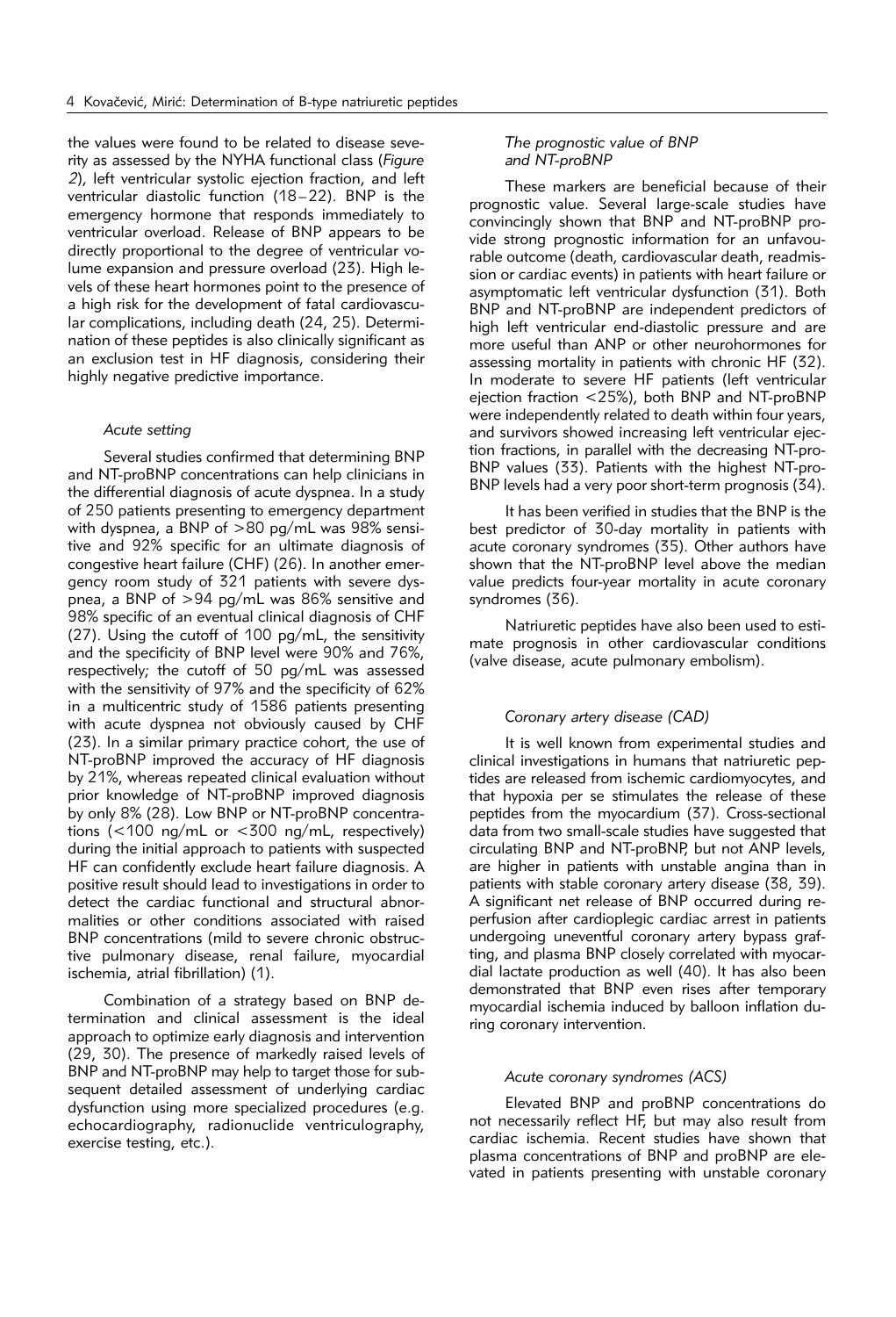the values were found to be related to disease severity as assessed by the NYHA functional class (*Figure 2*), left ventricular systolic ejection fraction, and left ventricular diastolic function (18–22). BNP is the emergency hormone that responds immediately to ventricular overload. Release of BNP appears to be directly proportional to the degree of ventricular volume expansion and pressure overload (23). High levels of these heart hormones point to the presence of a high risk for the development of fatal cardiovascular complications, including death (24, 25). Determination of these peptides is also clinically significant as an exclusion test in HF diagnosis, considering their highly negative predictive importance.

### *Acute setting*

Several studies confirmed that determining BNP and NT-proBNP concentrations can help clinicians in the differential diagnosis of acute dyspnea. In a study of 250 patients presenting to emergency department with dyspnea, a BNP of >80 pg/mL was 98% sensitive and 92% specific for an ultimate diagnosis of congestive heart failure (CHF) (26). In another emergency room study of 321 patients with severe dyspnea, a BNP of >94 pg/mL was 86% sensitive and 98% specific of an eventual clinical diagnosis of CHF (27). Using the cutoff of 100 pg/mL, the sensitivity and the specificity of BNP level were 90% and 76%, respectively; the cutoff of 50 pg/mL was assessed with the sensitivity of 97% and the specificity of 62% in a multicentric study of 1586 patients presenting with acute dyspnea not obviously caused by CHF (23). In a similar primary practice cohort, the use of NT-proBNP improved the accuracy of HF diagnosis by 21%, whereas repeated clinical evaluation without prior knowledge of NT-proBNP improved diagnosis by only 8% (28). Low BNP or NT-proBNP concentrations (<100 ng/mL or <300 ng/mL, respectively) during the initial approach to patients with suspected HF can confidently exclude heart failure diagnosis. A positive result should lead to investigations in order to detect the cardiac functional and structural abnormalities or other conditions associated with raised BNP concentrations (mild to severe chronic obstructive pulmonary disease, renal failure, myocardial ischemia, atrial fibrillation) (1).

Combination of a strategy based on BNP determination and clinical assessment is the ideal approach to optimize early diagnosis and intervention (29, 30). The presence of markedly raised levels of BNP and NT-proBNP may help to target those for subsequent detailed assessment of underlying cardiac dysfunction using more specialized procedures (e.g. echocardiography, radionuclide ventriculography, exercise testing, etc.).

### *The prognostic value of BNP and NT-proBNP*

These markers are beneficial because of their prognostic value. Several large-scale studies have convincingly shown that BNP and NT-proBNP provide strong prognostic information for an unfavourable outcome (death, cardiovascular death, readmission or cardiac events) in patients with heart failure or asymptomatic left ventricular dysfunction (31). Both BNP and NT-proBNP are independent predictors of high left ventricular end-diastolic pressure and are more useful than ANP or other neurohormones for assessing mortality in patients with chronic HF (32). In moderate to severe HF patients (left ventricular ejection fraction <25%), both BNP and NT-proBNP were independently related to death within four years, and survivors showed increasing left ventricular ejection fractions, in parallel with the decreasing NT-proBNP values (33). Patients with the highest NT-proBNP levels had a very poor short-term prognosis (34).

It has been verified in studies that the BNP is the best predictor of 30-day mortality in patients with acute coronary syndromes (35). Other authors have shown that the NT-proBNP level above the median value predicts four-year mortality in acute coronary syndromes (36).

Natriuretic peptides have also been used to estimate prognosis in other cardiovascular conditions (valve disease, acute pulmonary embolism).

### *Coronary artery disease (CAD)*

It is well known from experimental studies and clinical investigations in humans that natriuretic peptides are released from ischemic cardiomyocytes, and that hypoxia per se stimulates the release of these peptides from the myocardium (37). Cross-sectional data from two small-scale studies have suggested that circulating BNP and NT-proBNP, but not ANP levels, are higher in patients with unstable angina than in patients with stable coronary artery disease (38, 39). A significant net release of BNP occurred during reperfusion after cardioplegic cardiac arrest in patients undergoing uneventful coronary artery bypass grafting, and plasma BNP closely correlated with myocardial lactate production as well (40). It has also been demonstrated that BNP even rises after temporary myocardial ischemia induced by balloon inflation during coronary intervention.

### *Acute coronary syndromes (ACS)*

Elevated BNP and proBNP concentrations do not necessarily reflect HF, but may also result from cardiac ischemia. Recent studies have shown that plasma concentrations of BNP and proBNP are elevated in patients presenting with unstable coronary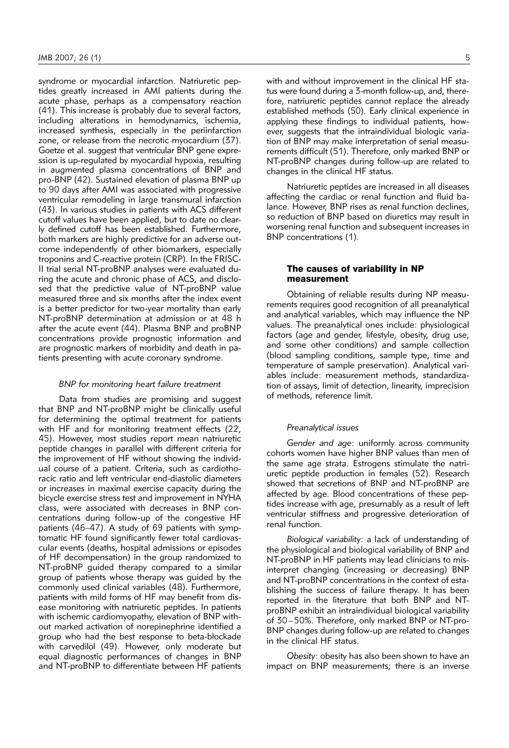syndrome or myocardial infarction. Natriuretic peptides greatly increased in AMI patients during the acute phase, perhaps as a compensatory reaction (41). This increase is probably due to several factors, including alterations in hemodynamics, ischemia, increased synthesis, especially in the periinfarction zone, or release from the necrotic myocardium (37). Goetze et al. suggest that ventricular BNP gene expression is up-regulated by myocardial hypoxia, resulting in augmented plasma concentrations of BNP and pro-BNP (42). Sustained elevation of plasma BNP up to 90 days after AMI was associated with progressive ventricular remodeling in large transmural infarction (43). In various studies in patients with ACS different cutoff values have been applied, but to date no clearly defined cutoff has been established. Furthermore, both markers are highly predictive for an adverse outcome independently of other biomarkers, especially troponins and C-reactive protein (CRP). In the FRISC-II trial serial NT-proBNP analyses were evaluated during the acute and chronic phase of ACS, and disclosed that the predictive value of NT-proBNP value measured three and six months after the index event is a better predictor for two-year mortality than early NT-proBNP determination at admission or at 48 h after the acute event (44). Plasma BNP and proBNP concentrations provide prognostic information and are prognostic markers of morbidity and death in patients presenting with acute coronary syndrome.

#### *BNP for monitoring heart failure treatment*

Data from studies are promising and suggest that BNP and NT-proBNP might be clinically useful for determining the optimal treatment for patients with HF and for monitoring treatment effects (22, 45). However, most studies report mean natriuretic peptide changes in parallel with different criteria for the improvement of HF without showing the individual course of a patient. Criteria, such as cardiothoracic ratio and left ventricular end-diastolic diameters or increases in maximal exercise capacity during the bicycle exercise stress test and improvement in NYHA class, were associated with decreases in BNP concentrations during follow-up of the congestive HF patients (46–47). A study of 69 patients with symptomatic HF found significantly fewer total cardiovascular events (deaths, hospital admissions or episodes of HF decompensation) in the group randomized to NT-proBNP guided therapy compared to a similar group of patients whose therapy was guided by the commonly used clinical variables (48). Furthermore, patients with mild forms of HF may benefit from disease monitoring with natriuretic peptides. In patients with ischemic cardiomyopathy, elevation of BNP without marked activation of norepinephrine identified a group who had the best response to beta-blockade with carvedilol (49). However, only moderate but equal diagnostic performances of changes in BNP and NT-proBNP to differentiate between HF patients with and without improvement in the clinical HF status were found during a 3-month follow-up, and, therefore, natriuretic peptides cannot replace the already established methods (50). Early clinical experience in applying these findings to individual patients, however, suggests that the intraindividual biologic variation of BNP may make interpretation of serial measurements difficult (51). Therefore, only marked BNP or NT-proBNP changes during follow-up are related to changes in the clinical HF status.

Natriuretic peptides are increased in all diseases affecting the cardiac or renal function and fluid balance. However, BNP rises as renal function declines, so reduction of BNP based on diuretics may result in worsening renal function and subsequent increases in BNP concentrations (1).

### The causes of variability in NP measurement

Obtaining of reliable results during NP measurements requires good recognition of all preanalytical and analytical variables, which may influence the NP values. The preanalytical ones include: physiological factors (age and gender, lifestyle, obesity, drug use, and some other conditions) and sample collection (blood sampling conditions, sample type, time and temperature of sample preservation). Analytical variables include: measurement methods, standardization of assays, limit of detection, linearity, imprecision of methods, reference limit.

#### *Preanalytical issues*

*Gender and age*: uniformly across community cohorts women have higher BNP values than men of the same age strata. Estrogens stimulate the natriuretic peptide production in females (52). Research showed that secretions of BNP and NT-proBNP are affected by age. Blood concentrations of these peptides increase with age, presumably as a result of left ventricular stiffness and progressive deterioration of renal function.

*Biological variability*: a lack of understanding of the physiological and biological variability of BNP and NT-proBNP in HF patients may lead clinicians to misinterpret changing (increasing or decreasing) BNP and NT-proBNP concentrations in the context of establishing the success of failure therapy. It has been reported in the literature that both BNP and NT-proBNP exhibit an intraindividual biological variability of 30–50%. Therefore, only marked BNP or NT-proBNP changes during follow-up are related to changes in the clinical HF status.

*Obesity*: obesity has also been shown to have an impact on BNP measurements; there is an inverse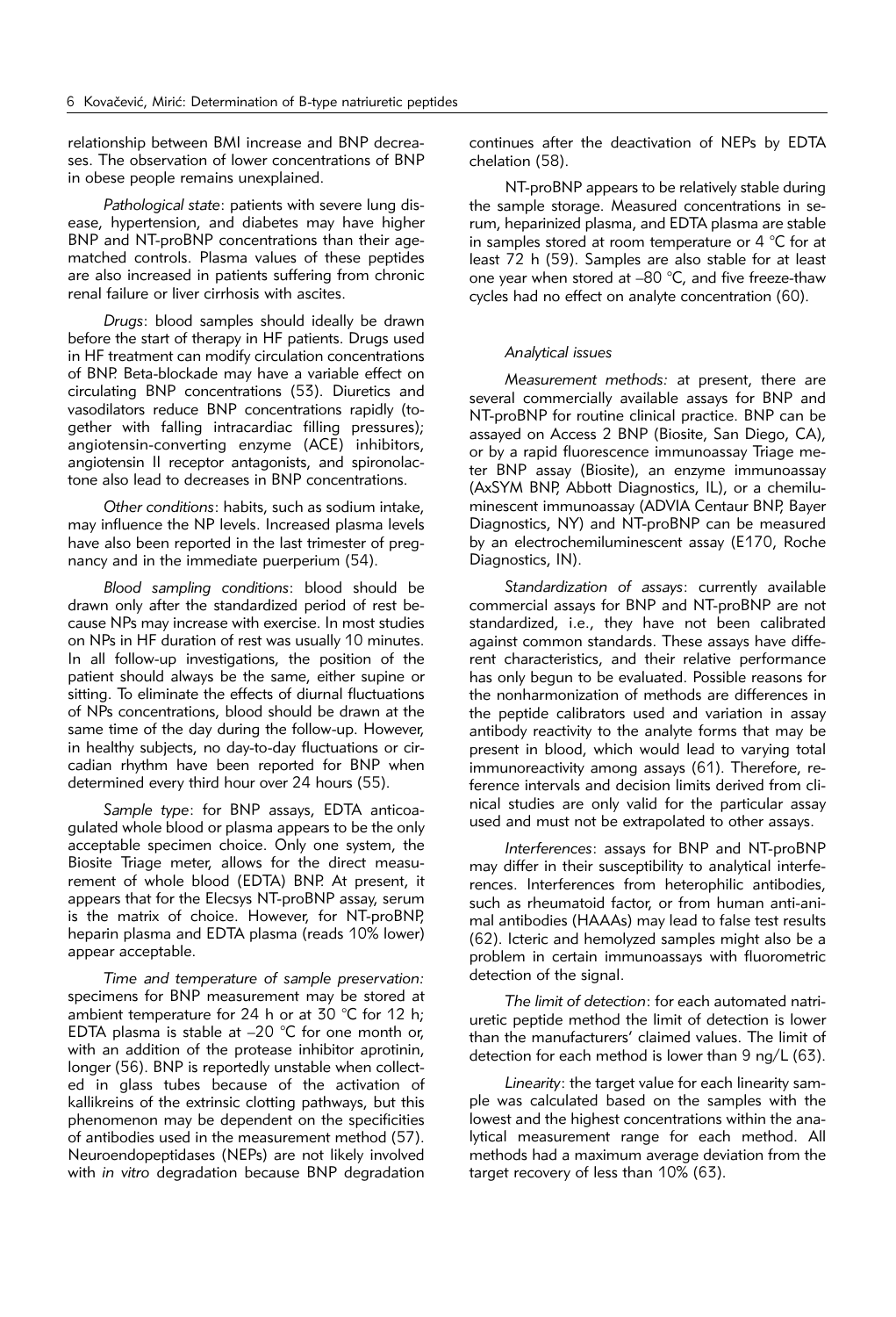relationship between BMI increase and BNP decreases. The observation of lower concentrations of BNP in obese people remains unexplained.

*Pathological state*: patients with severe lung disease, hypertension, and diabetes may have higher BNP and NT-proBNP concentrations than their age-matched controls. Plasma values of these peptides are also increased in patients suffering from chronic renal failure or liver cirrhosis with ascites.

*Drugs*: blood samples should ideally be drawn before the start of therapy in HF patients. Drugs used in HF treatment can modify circulation concentrations of BNP. Beta-blockade may have a variable effect on circulating BNP concentrations (53). Diuretics and vasodilators reduce BNP concentrations rapidly (together with falling intracardiac filling pressures); angiotensin-converting enzyme (ACE) inhibitors, angiotensin II receptor antagonists, and spironolactone also lead to decreases in BNP concentrations.

*Other conditions*: habits, such as sodium intake, may influence the NP levels. Increased plasma levels have also been reported in the last trimester of pregnancy and in the immediate puerperium (54).

*Blood sampling conditions*: blood should be drawn only after the standardized period of rest because NPs may increase with exercise. In most studies on NPs in HF duration of rest was usually 10 minutes. In all follow-up investigations, the position of the patient should always be the same, either supine or sitting. To eliminate the effects of diurnal fluctuations of NPs concentrations, blood should be drawn at the same time of the day during the follow-up. However, in healthy subjects, no day-to-day fluctuations or circadian rhythm have been reported for BNP when determined every third hour over 24 hours (55).

*Sample type*: for BNP assays, EDTA anticoagulated whole blood or plasma appears to be the only acceptable specimen choice. Only one system, the Biosite Triage meter, allows for the direct measurement of whole blood (EDTA) BNP. At present, it appears that for the Elecsys NT-proBNP assay, serum is the matrix of choice. However, for NT-proBNP, heparin plasma and EDTA plasma (reads 10% lower) appear acceptable.

*Time and temperature of sample preservation:* specimens for BNP measurement may be stored at ambient temperature for 24 h or at 30 °C for 12 h; EDTA plasma is stable at –20 °C for one month or, with an addition of the protease inhibitor aprotinin, longer (56). BNP is reportedly unstable when collected in glass tubes because of the activation of kallikreins of the extrinsic clotting pathways, but this phenomenon may be dependent on the specificities of antibodies used in the measurement method (57). Neuroendopeptidases (NEPs) are not likely involved with *in vitro* degradation because BNP degradation continues after the deactivation of NEPs by EDTA chelation (58).

NT-proBNP appears to be relatively stable during the sample storage. Measured concentrations in serum, heparinized plasma, and EDTA plasma are stable in samples stored at room temperature or 4 °C for at least 72 h (59). Samples are also stable for at least one year when stored at –80 °C, and five freeze-thaw cycles had no effect on analyte concentration (60).

### *Analytical issues*

*Measurement methods:* at present, there are several commercially available assays for BNP and NT-proBNP for routine clinical practice. BNP can be assayed on Access 2 BNP (Biosite, San Diego, CA), or by a rapid fluorescence immunoassay Triage meter BNP assay (Biosite), an enzyme immunoassay (AxSYM BNP, Abbott Diagnostics, IL), or a chemiluminescent immunoassay (ADVIA Centaur BNP, Bayer Diagnostics, NY) and NT-proBNP can be measured by an electrochemiluminescent assay (E170, Roche Diagnostics, IN).

*Standardization of assays*: currently available commercial assays for BNP and NT-proBNP are not standardized, i.e., they have not been calibrated against common standards. These assays have different characteristics, and their relative performance has only begun to be evaluated. Possible reasons for the nonharmonization of methods are differences in the peptide calibrators used and variation in assay antibody reactivity to the analyte forms that may be present in blood, which would lead to varying total immunoreactivity among assays (61). Therefore, reference intervals and decision limits derived from clinical studies are only valid for the particular assay used and must not be extrapolated to other assays.

*Interferences*: assays for BNP and NT-proBNP may differ in their susceptibility to analytical interferences. Interferences from heterophilic antibodies, such as rheumatoid factor, or from human anti-animal antibodies (HAAAs) may lead to false test results (62). Icteric and hemolyzed samples might also be a problem in certain immunoassays with fluorometric detection of the signal.

*The limit of detection*: for each automated natriuretic peptide method the limit of detection is lower than the manufacturers' claimed values. The limit of detection for each method is lower than 9 ng/L (63).

*Linearity*: the target value for each linearity sample was calculated based on the samples with the lowest and the highest concentrations within the analytical measurement range for each method. All methods had a maximum average deviation from the target recovery of less than 10% (63).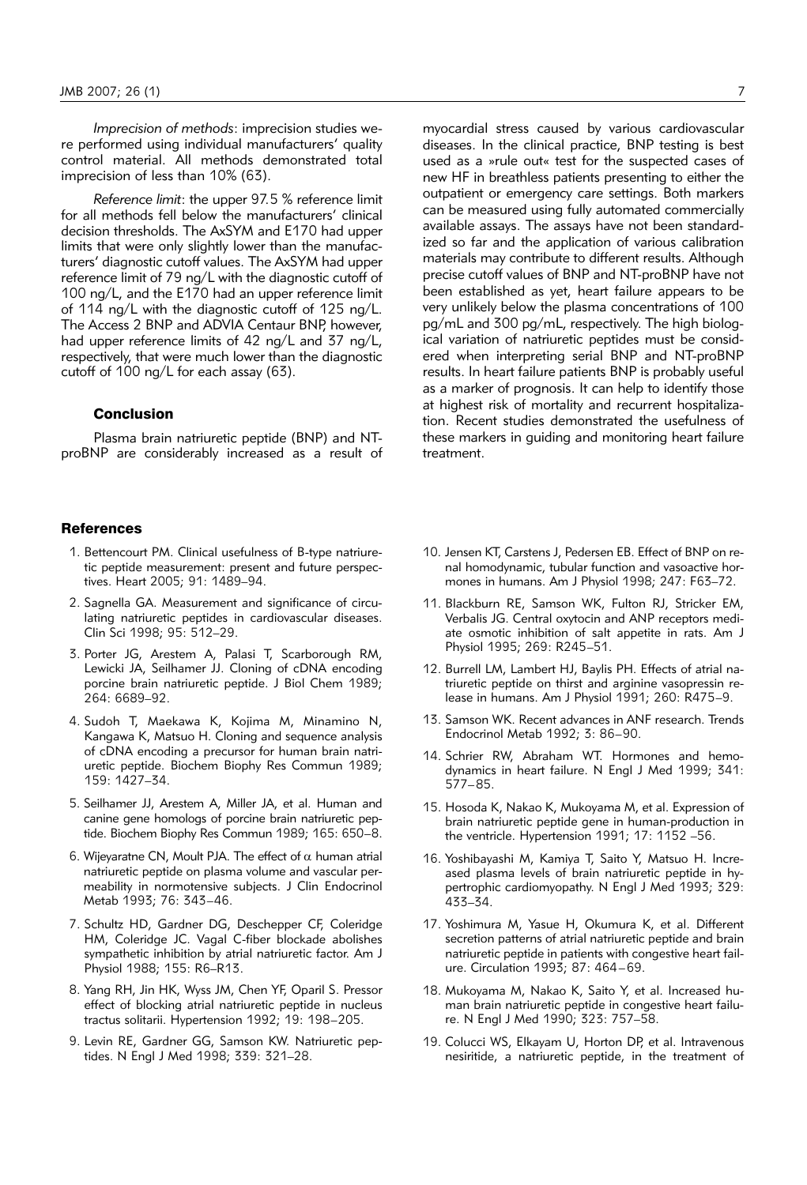*Imprecision of methods*: imprecision studies were performed using individual manufacturers' quality control material. All methods demonstrated total imprecision of less than 10% (63).

*Reference limit*: the upper 97.5 % reference limit for all methods fell below the manufacturers' clinical decision thresholds. The AxSYM and E170 had upper limits that were only slightly lower than the manufacturers' diagnostic cutoff values. The AxSYM had upper reference limit of 79 ng/L with the diagnostic cutoff of 100 ng/L, and the E170 had an upper reference limit of 114 ng/L with the diagnostic cutoff of 125 ng/L. The Access 2 BNP and ADVIA Centaur BNP, however, had upper reference limits of 42 ng/L and 37 ng/L, respectively, that were much lower than the diagnostic cutoff of 100 ng/L for each assay (63).

## Conclusion

Plasma brain natriuretic peptide (BNP) and NT-proBNP are considerably increased as a result of myocardial stress caused by various cardiovascular diseases. In the clinical practice, BNP testing is best used as a »rule out« test for the suspected cases of new HF in breathless patients presenting to either the outpatient or emergency care settings. Both markers can be measured using fully automated commercially available assays. The assays have not been standardized so far and the application of various calibration materials may contribute to different results. Although precise cutoff values of BNP and NT-proBNP have not been established as yet, heart failure appears to be very unlikely below the plasma concentrations of 100 pg/mL and 300 pg/mL, respectively. The high biological variation of natriuretic peptides must be considered when interpreting serial BNP and NT-proBNP results. In heart failure patients BNP is probably useful as a marker of prognosis. It can help to identify those at highest risk of mortality and recurrent hospitalization. Recent studies demonstrated the usefulness of these markers in guiding and monitoring heart failure treatment.

## References

1. Bettencourt PM. Clinical usefulness of B-type natriuretic peptide measurement: present and future perspectives. Heart 2005; 91: 1489–94.
2. Sagnella GA. Measurement and significance of circulating natriuretic peptides in cardiovascular diseases. Clin Sci 1998; 95: 512–29.
3. Porter JG, Arestem A, Palasi T, Scarborough RM, Lewicki JA, Seilhamer JJ. Cloning of cDNA encoding porcine brain natriuretic peptide. J Biol Chem 1989; 264: 6689–92.
4. Sudoh T, Maekawa K, Kojima M, Minamino N, Kangawa K, Matsuo H. Cloning and sequence analysis of cDNA encoding a precursor for human brain natriuretic peptide. Biochem Biophy Res Commun 1989; 159: 1427–34.
5. Seilhamer JJ, Arestem A, Miller JA, et al. Human and canine gene homologs of porcine brain natriuretic peptide. Biochem Biophy Res Commun 1989; 165: 650–8.
6. Wijeyaratne CN, Moult PJA. The effect of $\alpha$ human atrial natriuretic peptide on plasma volume and vascular permeability in normotensive subjects. J Clin Endocrinol Metab 1993; 76: 343–46.
7. Schultz HD, Gardner DG, Deschepper CF, Coleridge HM, Coleridge JC. Vagal C-fiber blockade abolishes sympathetic inhibition by atrial natriuretic factor. Am J Physiol 1988; 155: R6–R13.
8. Yang RH, Jin HK, Wyss JM, Chen YF, Oparil S. Pressor effect of blocking atrial natriuretic peptide in nucleus tractus solitarii. Hypertension 1992; 19: 198–205.
9. Levin RE, Gardner GG, Samson KW. Natriuretic peptides. N Engl J Med 1998; 339: 321–28.
10. Jensen KT, Carstens J, Pedersen EB. Effect of BNP on renal homodynamic, tubular function and vasoactive hormones in humans. Am J Physiol 1998; 247: F63–72.
11. Blackburn RE, Samson WK, Fulton RJ, Stricker EM, Verbalis JG. Central oxytocin and ANP receptors mediate osmotic inhibition of salt appetite in rats. Am J Physiol 1995; 269: R245–51.
12. Burrell LM, Lambert HJ, Baylis PH. Effects of atrial natriuretic peptide on thirst and arginine vasopressin release in humans. Am J Physiol 1991; 260: R475–9.
13. Samson WK. Recent advances in ANF research. Trends Endocrinol Metab 1992; 3: 86–90.
14. Schrier RW, Abraham WT. Hormones and hemodynamics in heart failure. N Engl J Med 1999; 341: 577–85.
15. Hosoda K, Nakao K, Mukoyama M, et al. Expression of brain natriuretic peptide gene in human-production in the ventricle. Hypertension 1991; 17: 1152 –56.
16. Yoshibayashi M, Kamiya T, Saito Y, Matsuo H. Increased plasma levels of brain natriuretic peptide in hypertrophic cardiomyopathy. N Engl J Med 1993; 329: 433–34.
17. Yoshimura M, Yasue H, Okumura K, et al. Different secretion patterns of atrial natriuretic peptide and brain natriuretic peptide in patients with congestive heart failure. Circulation 1993; 87: 464 – 69.
18. Mukoyama M, Nakao K, Saito Y, et al. Increased human brain natriuretic peptide in congestive heart failure. N Engl J Med 1990; 323: 757–58.
19. Colucci WS, Elkayam U, Horton DP, et al. Intravenous nesiritide, a natriuretic peptide, in the treatment of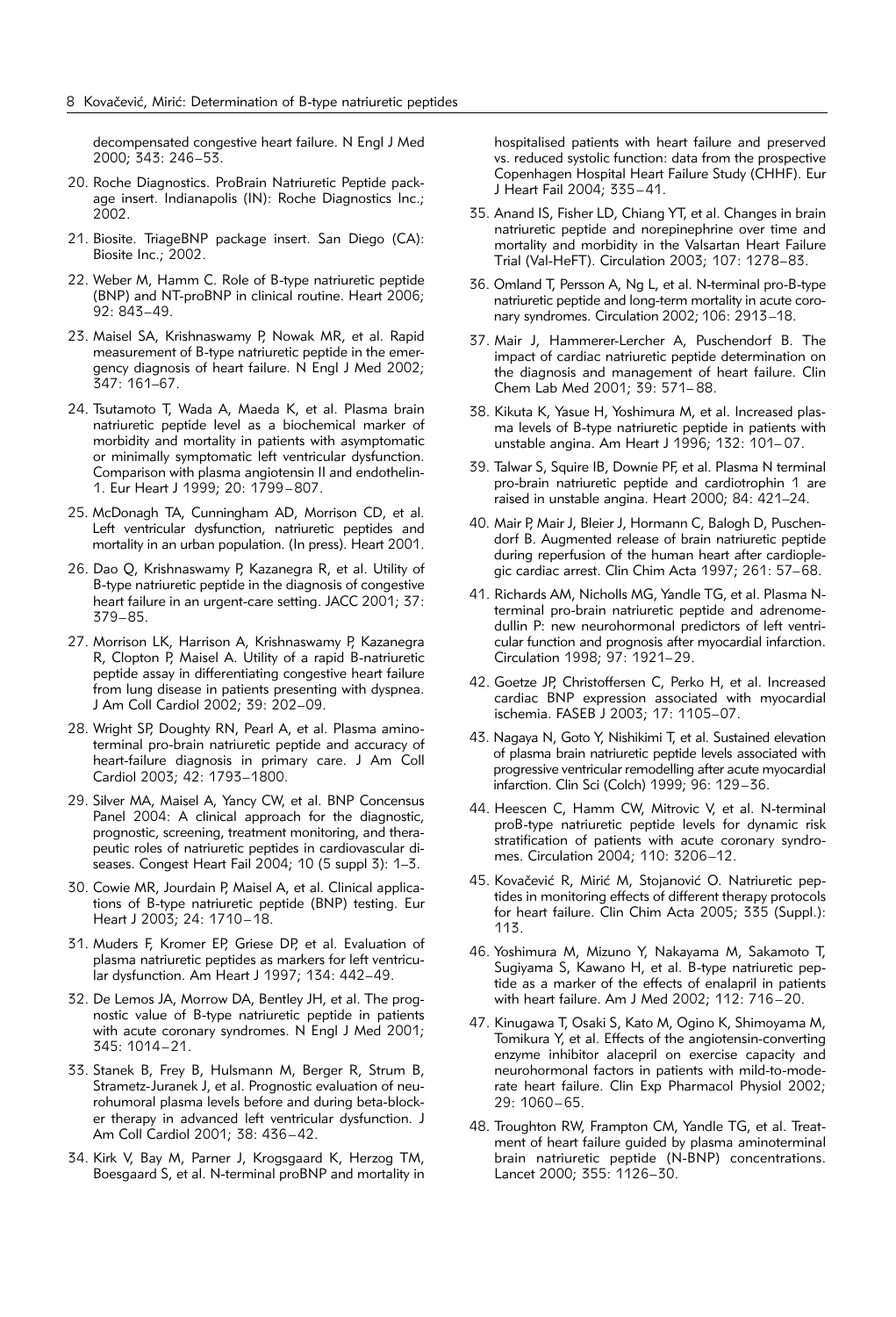decompensated congestive heart failure. N Engl J Med 2000; 343: 246–53.

20. Roche Diagnostics. ProBrain Natriuretic Peptide package insert. Indianapolis (IN): Roche Diagnostics Inc.; 2002.

21. Biosite. TriageBNP package insert. San Diego (CA): Biosite Inc.; 2002.

22. Weber M, Hamm C. Role of B-type natriuretic peptide (BNP) and NT-proBNP in clinical routine. Heart 2006; 92: 843–49.

23. Maisel SA, Krishnaswamy P, Nowak MR, et al. Rapid measurement of B-type natriuretic peptide in the emergency diagnosis of heart failure. N Engl J Med 2002; 347: 161–67.

24. Tsutamoto T, Wada A, Maeda K, et al. Plasma brain natriuretic peptide level as a biochemical marker of morbidity and mortality in patients with asymptomatic or minimally symptomatic left ventricular dysfunction. Comparison with plasma angiotensin II and endothelin-1. Eur Heart J 1999; 20: 1799–807.

25. McDonagh TA, Cunningham AD, Morrison CD, et al. Left ventricular dysfunction, natriuretic peptides and mortality in an urban population. (In press). Heart 2001.

26. Dao Q, Krishnaswamy P, Kazanegra R, et al. Utility of B-type natriuretic peptide in the diagnosis of congestive heart failure in an urgent-care setting. JACC 2001; 37: 379–85.

27. Morrison LK, Harrison A, Krishnaswamy P, Kazanegra R, Clopton P, Maisel A. Utility of a rapid B-natriuretic peptide assay in differentiating congestive heart failure from lung disease in patients presenting with dyspnea. J Am Coll Cardiol 2002; 39: 202–09.

28. Wright SP, Doughty RN, Pearl A, et al. Plasma amino-terminal pro-brain natriuretic peptide and accuracy of heart-failure diagnosis in primary care. J Am Coll Cardiol 2003; 42: 1793–1800.

29. Silver MA, Maisel A, Yancy CW, et al. BNP Concensus Panel 2004: A clinical approach for the diagnostic, prognostic, screening, treatment monitoring, and therapeutic roles of natriuretic peptides in cardiovascular diseases. Congest Heart Fail 2004; 10 (5 suppl 3): 1–3.

30. Cowie MR, Jourdain P, Maisel A, et al. Clinical applications of B-type natriuretic peptide (BNP) testing. Eur Heart J 2003; 24: 1710–18.

31. Muders F, Kromer EP, Griese DP, et al. Evaluation of plasma natriuretic peptides as markers for left ventricular dysfunction. Am Heart J 1997; 134: 442–49.

32. De Lemos JA, Morrow DA, Bentley JH, et al. The prognostic value of B-type natriuretic peptide in patients with acute coronary syndromes. N Engl J Med 2001; 345: 1014–21.

33. Stanek B, Frey B, Hulsmann M, Berger R, Strum B, Strametz-Juranek J, et al. Prognostic evaluation of neurohumoral plasma levels before and during beta-blocker therapy in advanced left ventricular dysfunction. J Am Coll Cardiol 2001; 38: 436–42.

34. Kirk V, Bay M, Parner J, Krogsgaard K, Herzog TM, Boesgaard S, et al. N-terminal proBNP and mortality in hospitalised patients with heart failure and preserved vs. reduced systolic function: data from the prospective Copenhagen Hospital Heart Failure Study (CHHF). Eur J Heart Fail 2004; 335–41.

35. Anand IS, Fisher LD, Chiang YT, et al. Changes in brain natriuretic peptide and norepinephrine over time and mortality and morbidity in the Valsartan Heart Failure Trial (Val-HeFT). Circulation 2003; 107: 1278–83.

36. Omland T, Persson A, Ng L, et al. N-terminal pro-B-type natriuretic peptide and long-term mortality in acute coronary syndromes. Circulation 2002; 106: 2913–18.

37. Mair J, Hammerer-Lercher A, Puschendorf B. The impact of cardiac natriuretic peptide determination on the diagnosis and management of heart failure. Clin Chem Lab Med 2001; 39: 571–88.

38. Kikuta K, Yasue H, Yoshimura M, et al. Increased plasma levels of B-type natriuretic peptide in patients with unstable angina. Am Heart J 1996; 132: 101–07.

39. Talwar S, Squire IB, Downie PF, et al. Plasma N terminal pro-brain natriuretic peptide and cardiotrophin 1 are raised in unstable angina. Heart 2000; 84: 421–24.

40. Mair P, Mair J, Bleier J, Hormann C, Balogh D, Puschendorf B. Augmented release of brain natriuretic peptide during reperfusion of the human heart after cardioplegic cardiac arrest. Clin Chim Acta 1997; 261: 57–68.

41. Richards AM, Nicholls MG, Yandle TG, et al. Plasma N-terminal pro-brain natriuretic peptide and adrenomedullin P: new neurohormonal predictors of left ventricular function and prognosis after myocardial infarction. Circulation 1998; 97: 1921–29.

42. Goetze JP, Christoffersen C, Perko H, et al. Increased cardiac BNP expression associated with myocardial ischemia. FASEB J 2003; 17: 1105–07.

43. Nagaya N, Goto Y, Nishikimi T, et al. Sustained elevation of plasma brain natriuretic peptide levels associated with progressive ventricular remodelling after acute myocardial infarction. Clin Sci (Colch) 1999; 96: 129–36.

44. Heescen C, Hamm CW, Mitrovic V, et al. N-terminal proB-type natriuretic peptide levels for dynamic risk stratification of patients with acute coronary syndromes. Circulation 2004; 110: 3206–12.

45. Kovačević R, Mirić M, Stojanović O. Natriuretic peptides in monitoring effects of different therapy protocols for heart failure. Clin Chim Acta 2005; 335 (Suppl.): 113.

46. Yoshimura M, Mizuno Y, Nakayama M, Sakamoto T, Sugiyama S, Kawano H, et al. B-type natriuretic peptide as a marker of the effects of enalapril in patients with heart failure. Am J Med 2002; 112: 716–20.

47. Kinugawa T, Osaki S, Kato M, Ogino K, Shimoyama M, Tomikura Y, et al. Effects of the angiotensin-converting enzyme inhibitor alacepril on exercise capacity and neurohormonal factors in patients with mild-to-moderate heart failure. Clin Exp Pharmacol Physiol 2002; 29: 1060–65.

48. Troughton RW, Frampton CM, Yandle TG, et al. Treatment of heart failure guided by plasma aminoterminal brain natriuretic peptide (N-BNP) concentrations. Lancet 2000; 355: 1126–30.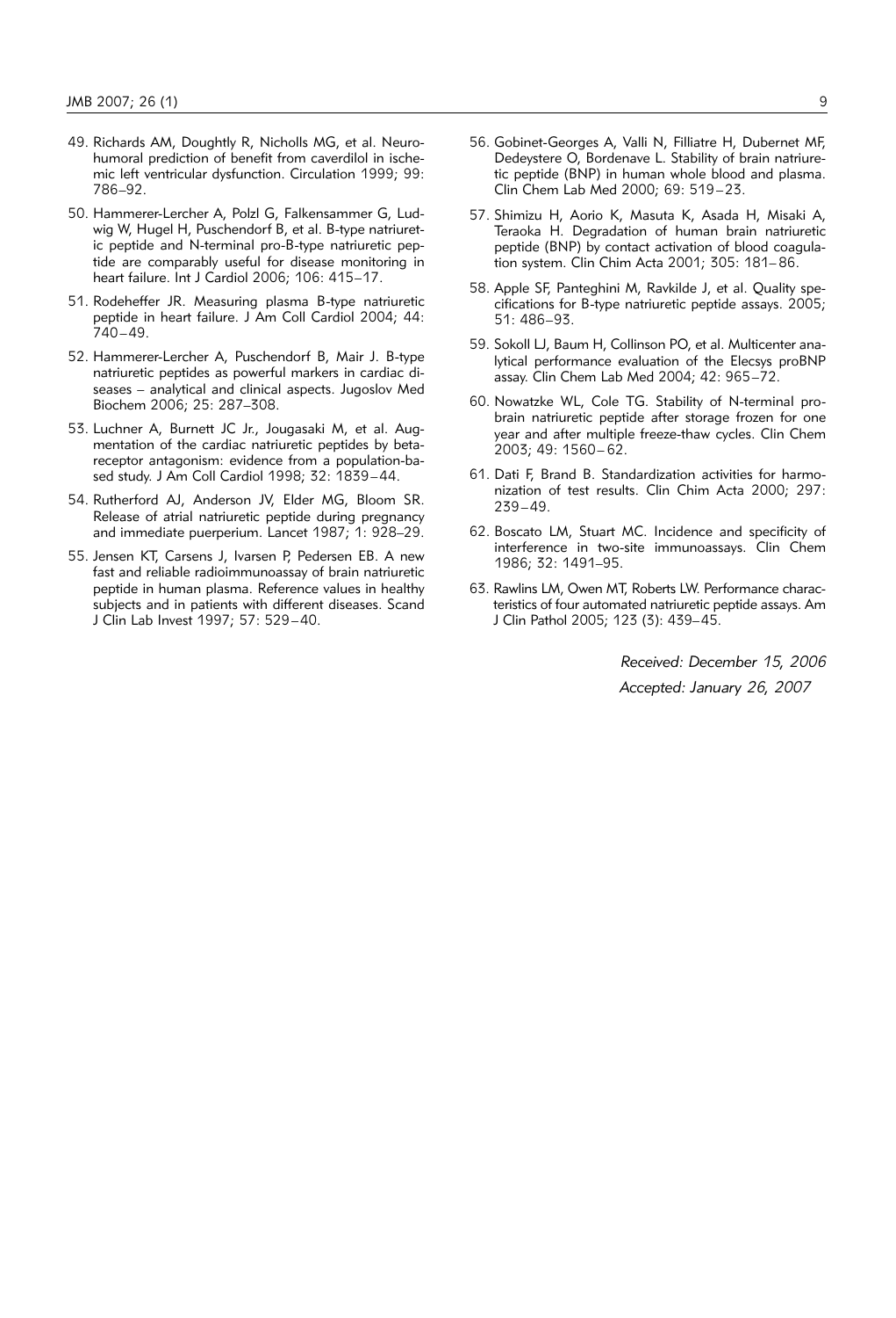49. Richards AM, Doughtly R, Nicholls MG, et al. Neurohumoral prediction of benefit from caverdilol in ischemic left ventricular dysfunction. Circulation 1999; 99: 786–92.

50. Hammerer-Lercher A, Polzl G, Falkensammer G, Ludwig W, Hugel H, Puschendorf B, et al. B-type natriuretic peptide and N-terminal pro-B-type natriuretic peptide are comparably useful for disease monitoring in heart failure. Int J Cardiol 2006; 106: 415–17.

51. Rodeheffer JR. Measuring plasma B-type natriuretic peptide in heart failure. J Am Coll Cardiol 2004; 44: 740–49.

52. Hammerer-Lercher A, Puschendorf B, Mair J. B-type natriuretic peptides as powerful markers in cardiac diseases – analytical and clinical aspects. Jugoslov Med Biochem 2006; 25: 287–308.

53. Luchner A, Burnett JC Jr., Jougasaki M, et al. Augmentation of the cardiac natriuretic peptides by beta-receptor antagonism: evidence from a population-based study. J Am Coll Cardiol 1998; 32: 1839–44.

54. Rutherford AJ, Anderson JV, Elder MG, Bloom SR. Release of atrial natriuretic peptide during pregnancy and immediate puerperium. Lancet 1987; 1: 928–29.

55. Jensen KT, Carsens J, Ivarsen P, Pedersen EB. A new fast and reliable radioimmunoassay of brain natriuretic peptide in human plasma. Reference values in healthy subjects and in patients with different diseases. Scand J Clin Lab Invest 1997; 57: 529–40.

56. Gobinet-Georges A, Valli N, Filliatre H, Dubernet MF, Dedeystere O, Bordenave L. Stability of brain natriuretic peptide (BNP) in human whole blood and plasma. Clin Chem Lab Med 2000; 69: 519–23.

57. Shimizu H, Aorio K, Masuta K, Asada H, Misaki A, Teraoka H. Degradation of human brain natriuretic peptide (BNP) by contact activation of blood coagulation system. Clin Chim Acta 2001; 305: 181–86.

58. Apple SF, Panteghini M, Ravkilde J, et al. Quality specifications for B-type natriuretic peptide assays. 2005; 51: 486–93.

59. Sokoll LJ, Baum H, Collinson PO, et al. Multicenter analytical performance evaluation of the Elecsys proBNP assay. Clin Chem Lab Med 2004; 42: 965–72.

60. Nowatzke WL, Cole TG. Stability of N-terminal pro-brain natriuretic peptide after storage frozen for one year and after multiple freeze-thaw cycles. Clin Chem 2003; 49: 1560–62.

61. Dati F, Brand B. Standardization activities for harmonization of test results. Clin Chim Acta 2000; 297: 239–49.

62. Boscato LM, Stuart MC. Incidence and specificity of interference in two-site immunoassays. Clin Chem 1986; 32: 1491–95.

63. Rawlins LM, Owen MT, Roberts LW. Performance characteristics of four automated natriuretic peptide assays. Am J Clin Pathol 2005; 123 (3): 439–45.

*Received: December 15, 2006*

*Accepted: January 26, 2007*